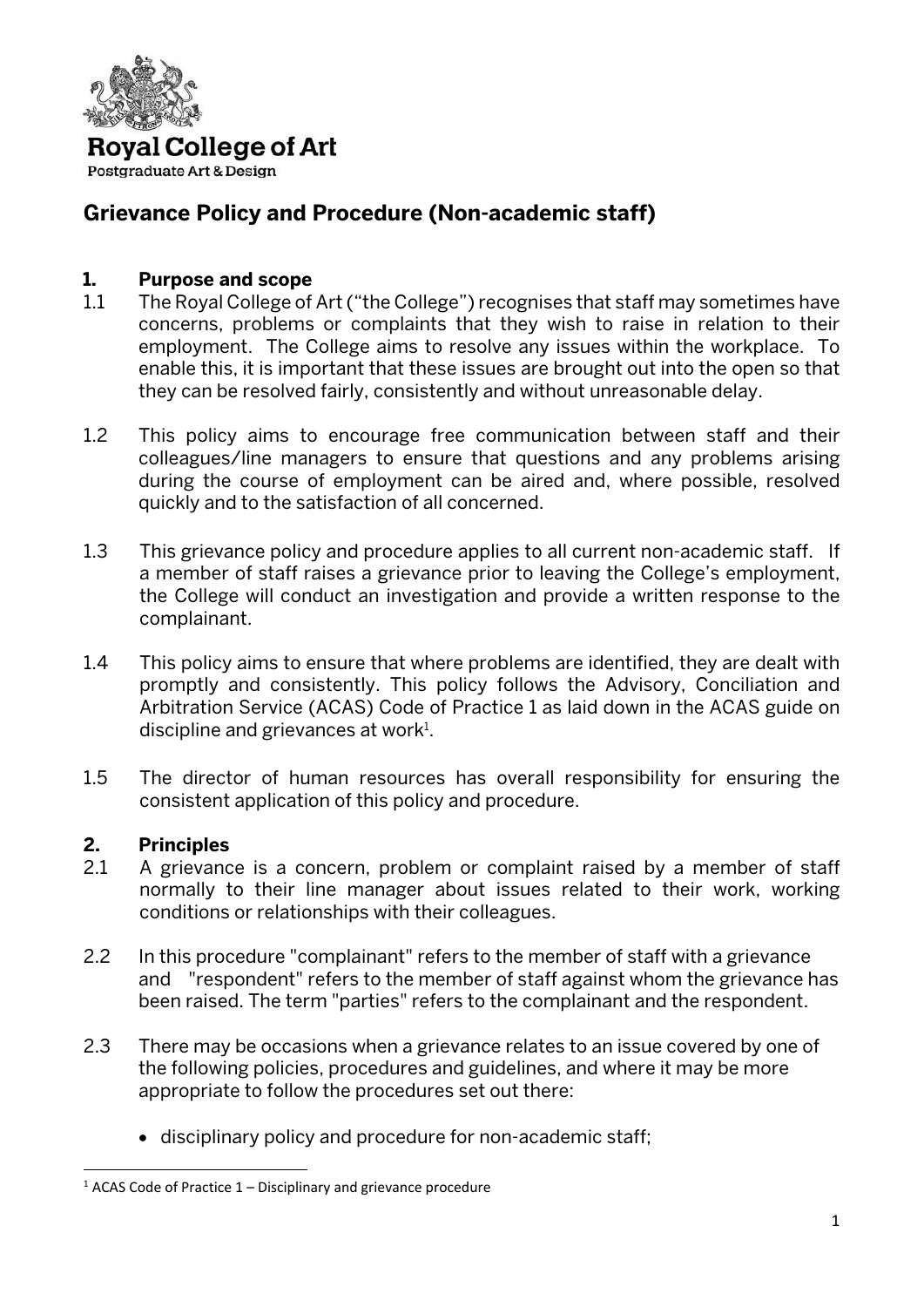**Royal College of Art**
Postgraduate Art & Design

# Grievance Policy and Procedure (Non-academic staff)

## 1. Purpose and scope

1.1 The Royal College of Art ("the College") recognises that staff may sometimes have concerns, problems or complaints that they wish to raise in relation to their employment. The College aims to resolve any issues within the workplace. To enable this, it is important that these issues are brought out into the open so that they can be resolved fairly, consistently and without unreasonable delay.

1.2 This policy aims to encourage free communication between staff and their colleagues/line managers to ensure that questions and any problems arising during the course of employment can be aired and, where possible, resolved quickly and to the satisfaction of all concerned.

1.3 This grievance policy and procedure applies to all current non-academic staff. If a member of staff raises a grievance prior to leaving the College's employment, the College will conduct an investigation and provide a written response to the complainant.

1.4 This policy aims to ensure that where problems are identified, they are dealt with promptly and consistently. This policy follows the Advisory, Conciliation and Arbitration Service (ACAS) Code of Practice 1 as laid down in the ACAS guide on discipline and grievances at work[1].

1.5 The director of human resources has overall responsibility for ensuring the consistent application of this policy and procedure.

## 2. Principles

2.1 A grievance is a concern, problem or complaint raised by a member of staff normally to their line manager about issues related to their work, working conditions or relationships with their colleagues.

2.2 In this procedure "complainant" refers to the member of staff with a grievance and "respondent" refers to the member of staff against whom the grievance has been raised. The term "parties" refers to the complainant and the respondent.

2.3 There may be occasions when a grievance relates to an issue covered by one of the following policies, procedures and guidelines, and where it may be more appropriate to follow the procedures set out there:

- disciplinary policy and procedure for non-academic staff;

---

[1] ACAS Code of Practice 1 – Disciplinary and grievance procedure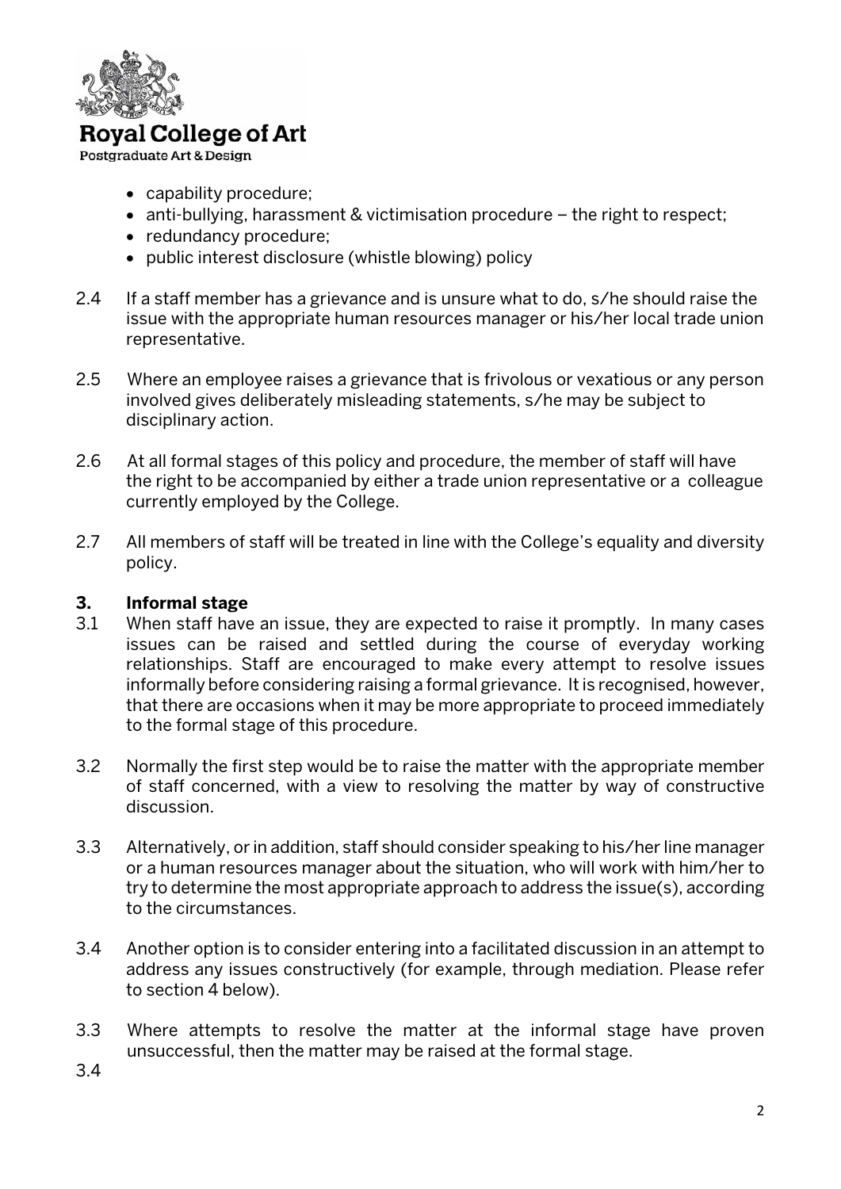- capability procedure;
- anti-bullying, harassment & victimisation procedure – the right to respect;
- redundancy procedure;
- public interest disclosure (whistle blowing) policy

2.4 If a staff member has a grievance and is unsure what to do, s/he should raise the issue with the appropriate human resources manager or his/her local trade union representative.

2.5 Where an employee raises a grievance that is frivolous or vexatious or any person involved gives deliberately misleading statements, s/he may be subject to disciplinary action.

2.6 At all formal stages of this policy and procedure, the member of staff will have the right to be accompanied by either a trade union representative or a colleague currently employed by the College.

2.7 All members of staff will be treated in line with the College's equality and diversity policy.

## 3. Informal stage

3.1 When staff have an issue, they are expected to raise it promptly. In many cases issues can be raised and settled during the course of everyday working relationships. Staff are encouraged to make every attempt to resolve issues informally before considering raising a formal grievance. It is recognised, however, that there are occasions when it may be more appropriate to proceed immediately to the formal stage of this procedure.

3.2 Normally the first step would be to raise the matter with the appropriate member of staff concerned, with a view to resolving the matter by way of constructive discussion.

3.3 Alternatively, or in addition, staff should consider speaking to his/her line manager or a human resources manager about the situation, who will work with him/her to try to determine the most appropriate approach to address the issue(s), according to the circumstances.

3.4 Another option is to consider entering into a facilitated discussion in an attempt to address any issues constructively (for example, through mediation. Please refer to section 4 below).

3.3 Where attempts to resolve the matter at the informal stage have proven unsuccessful, then the matter may be raised at the formal stage.

3.4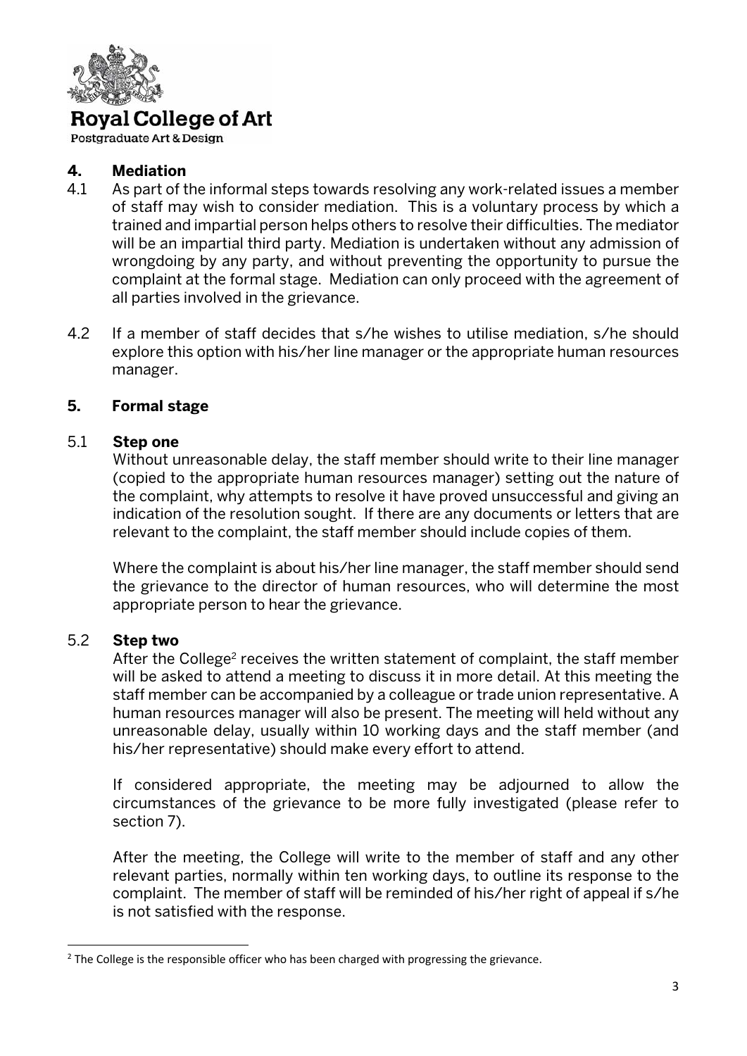## 4. Mediation

4.1 As part of the informal steps towards resolving any work-related issues a member of staff may wish to consider mediation. This is a voluntary process by which a trained and impartial person helps others to resolve their difficulties. The mediator will be an impartial third party. Mediation is undertaken without any admission of wrongdoing by any party, and without preventing the opportunity to pursue the complaint at the formal stage. Mediation can only proceed with the agreement of all parties involved in the grievance.

4.2 If a member of staff decides that s/he wishes to utilise mediation, s/he should explore this option with his/her line manager or the appropriate human resources manager.

## 5. Formal stage

### 5.1 Step one

Without unreasonable delay, the staff member should write to their line manager (copied to the appropriate human resources manager) setting out the nature of the complaint, why attempts to resolve it have proved unsuccessful and giving an indication of the resolution sought. If there are any documents or letters that are relevant to the complaint, the staff member should include copies of them.

Where the complaint is about his/her line manager, the staff member should send the grievance to the director of human resources, who will determine the most appropriate person to hear the grievance.

### 5.2 Step two

After the College[2] receives the written statement of complaint, the staff member will be asked to attend a meeting to discuss it in more detail. At this meeting the staff member can be accompanied by a colleague or trade union representative. A human resources manager will also be present. The meeting will held without any unreasonable delay, usually within 10 working days and the staff member (and his/her representative) should make every effort to attend.

If considered appropriate, the meeting may be adjourned to allow the circumstances of the grievance to be more fully investigated (please refer to section 7).

After the meeting, the College will write to the member of staff and any other relevant parties, normally within ten working days, to outline its response to the complaint. The member of staff will be reminded of his/her right of appeal if s/he is not satisfied with the response.

---

[2] The College is the responsible officer who has been charged with progressing the grievance.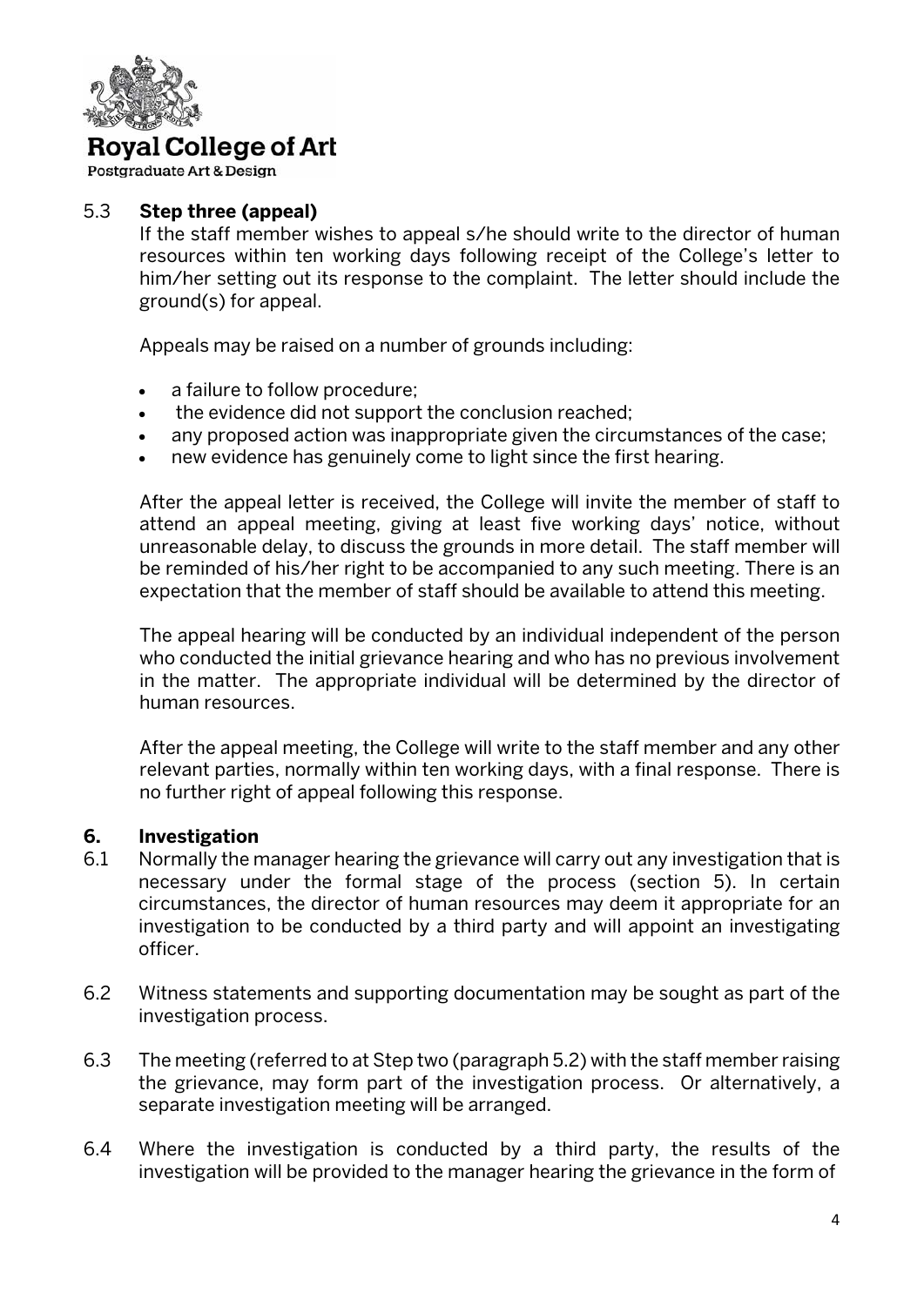### 5.3 Step three (appeal)

If the staff member wishes to appeal s/he should write to the director of human resources within ten working days following receipt of the College's letter to him/her setting out its response to the complaint. The letter should include the ground(s) for appeal.

Appeals may be raised on a number of grounds including:

- a failure to follow procedure;
- the evidence did not support the conclusion reached;
- any proposed action was inappropriate given the circumstances of the case;
- new evidence has genuinely come to light since the first hearing.

After the appeal letter is received, the College will invite the member of staff to attend an appeal meeting, giving at least five working days' notice, without unreasonable delay, to discuss the grounds in more detail. The staff member will be reminded of his/her right to be accompanied to any such meeting. There is an expectation that the member of staff should be available to attend this meeting.

The appeal hearing will be conducted by an individual independent of the person who conducted the initial grievance hearing and who has no previous involvement in the matter. The appropriate individual will be determined by the director of human resources.

After the appeal meeting, the College will write to the staff member and any other relevant parties, normally within ten working days, with a final response. There is no further right of appeal following this response.

## 6. Investigation

6.1 Normally the manager hearing the grievance will carry out any investigation that is necessary under the formal stage of the process (section 5). In certain circumstances, the director of human resources may deem it appropriate for an investigation to be conducted by a third party and will appoint an investigating officer.

6.2 Witness statements and supporting documentation may be sought as part of the investigation process.

6.3 The meeting (referred to at Step two (paragraph 5.2) with the staff member raising the grievance, may form part of the investigation process. Or alternatively, a separate investigation meeting will be arranged.

6.4 Where the investigation is conducted by a third party, the results of the investigation will be provided to the manager hearing the grievance in the form of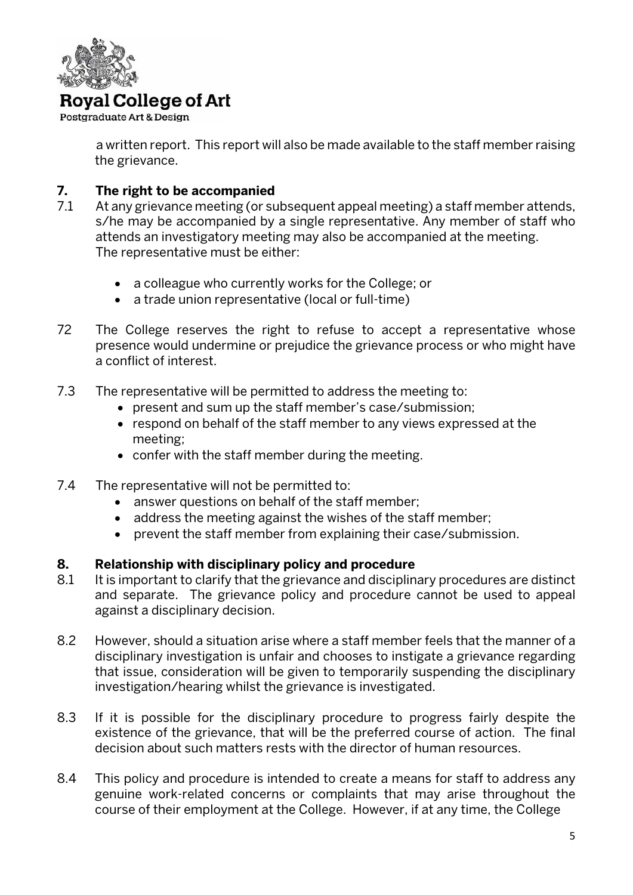a written report. This report will also be made available to the staff member raising the grievance.

## 7. The right to be accompanied

7.1 At any grievance meeting (or subsequent appeal meeting) a staff member attends, s/he may be accompanied by a single representative. Any member of staff who attends an investigatory meeting may also be accompanied at the meeting. The representative must be either:

- a colleague who currently works for the College; or
- a trade union representative (local or full-time)

72 The College reserves the right to refuse to accept a representative whose presence would undermine or prejudice the grievance process or who might have a conflict of interest.

7.3 The representative will be permitted to address the meeting to:

- present and sum up the staff member's case/submission;
- respond on behalf of the staff member to any views expressed at the meeting;
- confer with the staff member during the meeting.

7.4 The representative will not be permitted to:

- answer questions on behalf of the staff member;
- address the meeting against the wishes of the staff member;
- prevent the staff member from explaining their case/submission.

## 8. Relationship with disciplinary policy and procedure

8.1 It is important to clarify that the grievance and disciplinary procedures are distinct and separate. The grievance policy and procedure cannot be used to appeal against a disciplinary decision.

8.2 However, should a situation arise where a staff member feels that the manner of a disciplinary investigation is unfair and chooses to instigate a grievance regarding that issue, consideration will be given to temporarily suspending the disciplinary investigation/hearing whilst the grievance is investigated.

8.3 If it is possible for the disciplinary procedure to progress fairly despite the existence of the grievance, that will be the preferred course of action. The final decision about such matters rests with the director of human resources.

8.4 This policy and procedure is intended to create a means for staff to address any genuine work-related concerns or complaints that may arise throughout the course of their employment at the College. However, if at any time, the College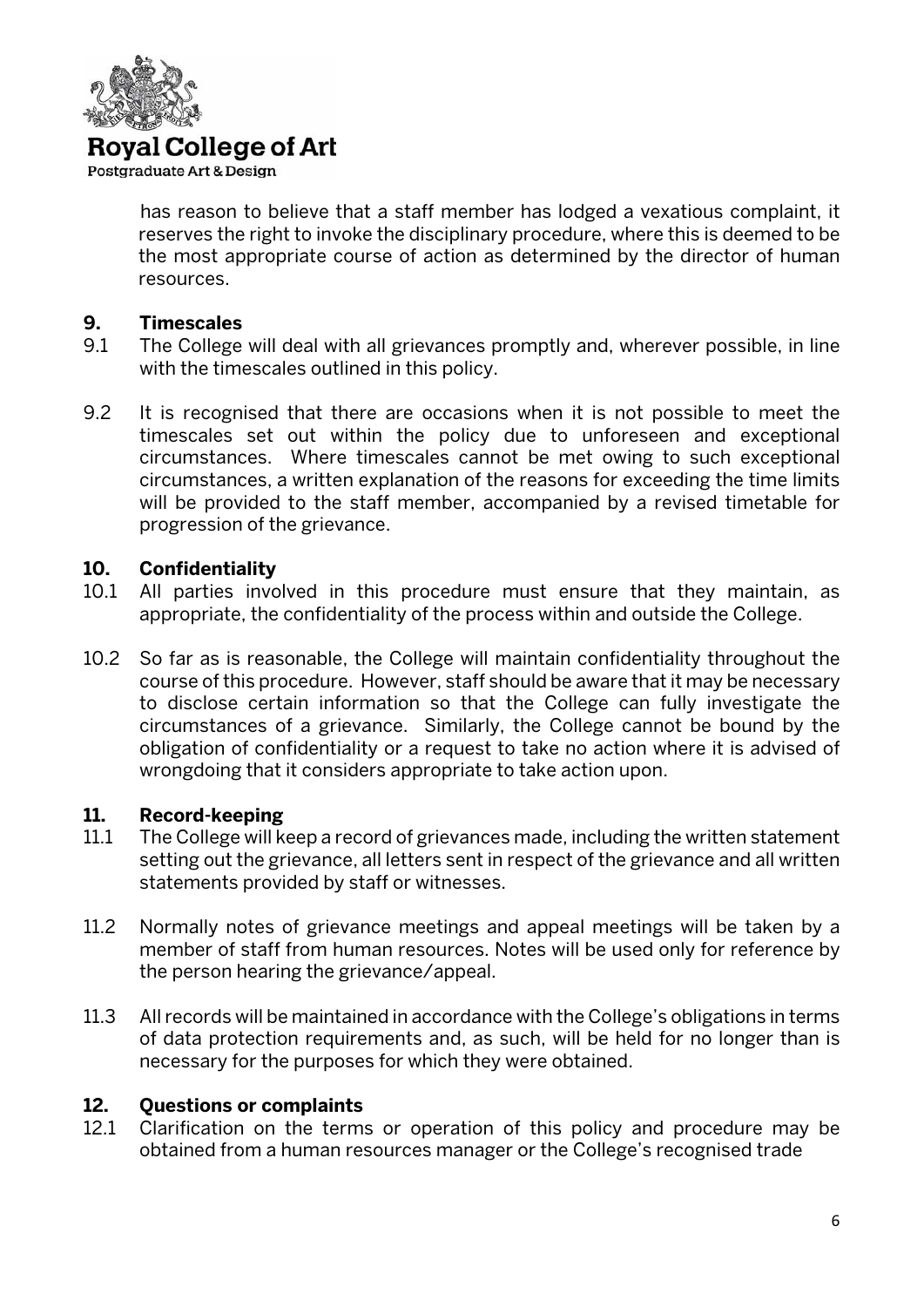has reason to believe that a staff member has lodged a vexatious complaint, it reserves the right to invoke the disciplinary procedure, where this is deemed to be the most appropriate course of action as determined by the director of human resources.

## 9. Timescales

9.1 The College will deal with all grievances promptly and, wherever possible, in line with the timescales outlined in this policy.

9.2 It is recognised that there are occasions when it is not possible to meet the timescales set out within the policy due to unforeseen and exceptional circumstances. Where timescales cannot be met owing to such exceptional circumstances, a written explanation of the reasons for exceeding the time limits will be provided to the staff member, accompanied by a revised timetable for progression of the grievance.

## 10. Confidentiality

10.1 All parties involved in this procedure must ensure that they maintain, as appropriate, the confidentiality of the process within and outside the College.

10.2 So far as is reasonable, the College will maintain confidentiality throughout the course of this procedure. However, staff should be aware that it may be necessary to disclose certain information so that the College can fully investigate the circumstances of a grievance. Similarly, the College cannot be bound by the obligation of confidentiality or a request to take no action where it is advised of wrongdoing that it considers appropriate to take action upon.

## 11. Record-keeping

11.1 The College will keep a record of grievances made, including the written statement setting out the grievance, all letters sent in respect of the grievance and all written statements provided by staff or witnesses.

11.2 Normally notes of grievance meetings and appeal meetings will be taken by a member of staff from human resources. Notes will be used only for reference by the person hearing the grievance/appeal.

11.3 All records will be maintained in accordance with the College's obligations in terms of data protection requirements and, as such, will be held for no longer than is necessary for the purposes for which they were obtained.

## 12. Questions or complaints

12.1 Clarification on the terms or operation of this policy and procedure may be obtained from a human resources manager or the College's recognised trade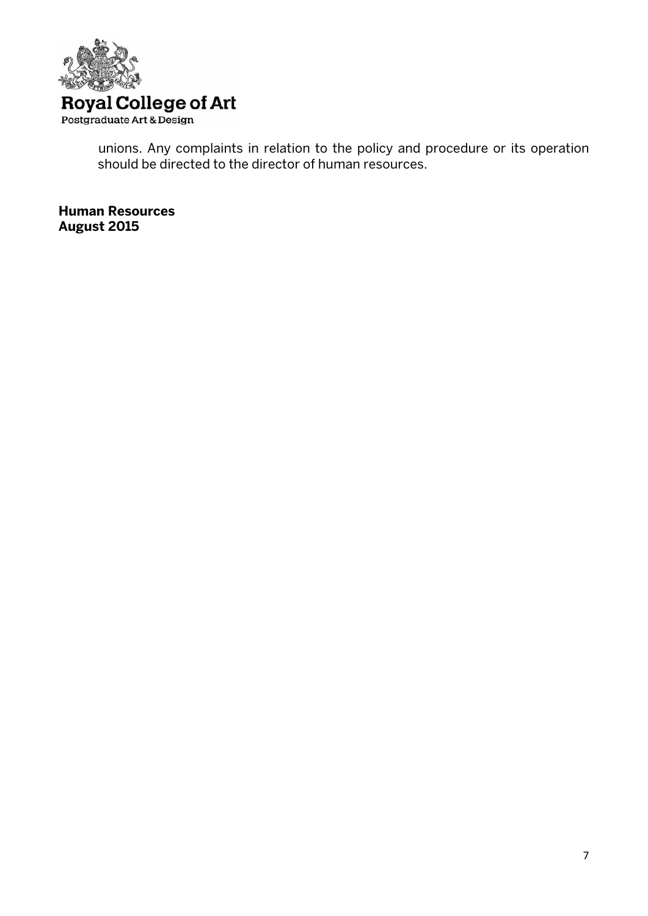unions. Any complaints in relation to the policy and procedure or its operation should be directed to the director of human resources.

**Human Resources**
**August 2015**